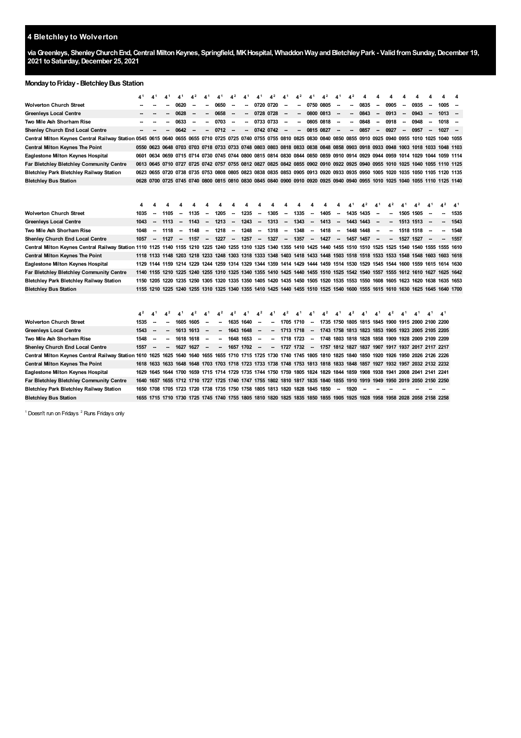## 4 Bletchley to Wolverton

**via Greenleys, Shenley Church End, Central Milton Keynes, Springfield, MK Hospital, Whaddon Way and Bletchley Park - Valid from Sunday, December 19, 2021 to Saturday, December 25, 2021**

### Monday to Friday - Bletchley Bus Station

| | 4[1] | 4[1] | 4[1] | 4[1] | 4[2] | 4[1] | 4[1] | 4[2] | 4[1] | 4[1] | 4[2] | 4[1] | 4[2] | 4[1] | 4[2] | 4[1] | 4[2] | 4 | 4 | 4 | 4 | 4 | 4 | 4 | 4 |
|---|---|---|---|---|---|---|---|---|---|---|---|---|---|---|---|---|---|---|---|---|---|---|---|---|---|
| **Wolverton Church Street** | -- | -- | -- | 0620 | -- | -- | 0650 | -- | -- | 0720 | 0720 | -- | -- | 0750 | 0805 | -- | -- | 0835 | -- | 0905 | -- | 0935 | -- | 1005 | -- |
| **Greenleys Local Centre** | -- | -- | -- | 0628 | -- | -- | 0658 | -- | -- | 0728 | 0728 | -- | -- | 0800 | 0813 | -- | -- | 0843 | -- | 0913 | -- | 0943 | -- | 1013 | -- |
| **Two Mile Ash Shorham Rise** | -- | -- | -- | 0633 | -- | -- | 0703 | -- | -- | 0733 | 0733 | -- | -- | 0805 | 0818 | -- | -- | 0848 | -- | 0918 | -- | 0948 | -- | 1018 | -- |
| **Shenley Church End Local Centre** | -- | -- | -- | 0642 | -- | -- | 0712 | -- | -- | 0742 | 0742 | -- | -- | 0815 | 0827 | -- | -- | 0857 | -- | 0927 | -- | 0957 | -- | 1027 | -- |
| **Central Milton Keynes Central Railway Station** | 0545 | 0615 | 0640 | 0655 | 0655 | 0710 | 0725 | 0725 | 0740 | 0755 | 0755 | 0810 | 0825 | 0830 | 0840 | 0850 | 0855 | 0910 | 0925 | 0940 | 0955 | 1010 | 1025 | 1040 | 1055 |
| **Central Milton Keynes The Point** | 0550 | 0623 | 0648 | 0703 | 0703 | 0718 | 0733 | 0733 | 0748 | 0803 | 0803 | 0818 | 0833 | 0838 | 0848 | 0858 | 0903 | 0918 | 0933 | 0948 | 1003 | 1018 | 1033 | 1048 | 1103 |
| **Eaglestone Milton Keynes Hospital** | 0601 | 0634 | 0659 | 0715 | 0714 | 0730 | 0745 | 0744 | 0800 | 0815 | 0814 | 0830 | 0844 | 0850 | 0859 | 0910 | 0914 | 0929 | 0944 | 0959 | 1014 | 1029 | 1044 | 1059 | 1114 |
| **Far Bletchley Bletchley Community Centre** | 0613 | 0645 | 0710 | 0727 | 0725 | 0742 | 0757 | 0755 | 0812 | 0827 | 0825 | 0842 | 0855 | 0902 | 0910 | 0922 | 0925 | 0940 | 0955 | 1010 | 1025 | 1040 | 1055 | 1110 | 1125 |
| **Bletchley Park Bletchley Railway Station** | 0623 | 0655 | 0720 | 0738 | 0735 | 0753 | 0808 | 0805 | 0823 | 0838 | 0835 | 0853 | 0905 | 0913 | 0920 | 0933 | 0935 | 0950 | 1005 | 1020 | 1035 | 1050 | 1105 | 1120 | 1135 |
| **Bletchley Bus Station** | 0628 | 0700 | 0725 | 0745 | 0740 | 0800 | 0815 | 0810 | 0830 | 0845 | 0840 | 0900 | 0910 | 0920 | 0925 | 0940 | 0940 | 0955 | 1010 | 1025 | 1040 | 1055 | 1110 | 1125 | 1140 |

| | 4 | 4 | 4 | 4 | 4 | 4 | 4 | 4 | 4 | 4 | 4 | 4 | 4 | 4 | 4 | 4 | 4[1] | 4[2] | 4[1] | 4[2] | 4[1] | 4[2] | 4[1] | 4[2] | 4[1] |
|---|---|---|---|---|---|---|---|---|---|---|---|---|---|---|---|---|---|---|---|---|---|---|---|---|---|
| **Wolverton Church Street** | 1035 | -- | 1105 | -- | 1135 | -- | 1205 | -- | 1235 | -- | 1305 | -- | 1335 | -- | 1405 | -- | 1435 | 1435 | -- | -- | 1505 | 1505 | -- | -- | 1535 |
| **Greenleys Local Centre** | 1043 | -- | 1113 | -- | 1143 | -- | 1213 | -- | 1243 | -- | 1313 | -- | 1343 | -- | 1413 | -- | 1443 | 1443 | -- | -- | 1513 | 1513 | -- | -- | 1543 |
| **Two Mile Ash Shorham Rise** | 1048 | -- | 1118 | -- | 1148 | -- | 1218 | -- | 1248 | -- | 1318 | -- | 1348 | -- | 1418 | -- | 1448 | 1448 | -- | -- | 1518 | 1518 | -- | -- | 1548 |
| **Shenley Church End Local Centre** | 1057 | -- | 1127 | -- | 1157 | -- | 1227 | -- | 1257 | -- | 1327 | -- | 1357 | -- | 1427 | -- | 1457 | 1457 | -- | -- | 1527 | 1527 | -- | -- | 1557 |
| **Central Milton Keynes Central Railway Station** | 1110 | 1125 | 1140 | 1155 | 1210 | 1225 | 1240 | 1255 | 1310 | 1325 | 1340 | 1355 | 1410 | 1425 | 1440 | 1455 | 1510 | 1510 | 1525 | 1525 | 1540 | 1540 | 1555 | 1555 | 1610 |
| **Central Milton Keynes The Point** | 1118 | 1133 | 1148 | 1203 | 1218 | 1233 | 1248 | 1303 | 1318 | 1333 | 1348 | 1403 | 1418 | 1433 | 1448 | 1503 | 1518 | 1518 | 1533 | 1533 | 1548 | 1548 | 1603 | 1603 | 1618 |
| **Eaglestone Milton Keynes Hospital** | 1129 | 1144 | 1159 | 1214 | 1229 | 1244 | 1259 | 1314 | 1329 | 1344 | 1359 | 1414 | 1429 | 1444 | 1459 | 1514 | 1530 | 1529 | 1545 | 1544 | 1600 | 1559 | 1615 | 1614 | 1630 |
| **Far Bletchley Bletchley Community Centre** | 1140 | 1155 | 1210 | 1225 | 1240 | 1255 | 1310 | 1325 | 1340 | 1355 | 1410 | 1425 | 1440 | 1455 | 1510 | 1525 | 1542 | 1540 | 1557 | 1555 | 1612 | 1610 | 1627 | 1625 | 1642 |
| **Bletchley Park Bletchley Railway Station** | 1150 | 1205 | 1220 | 1235 | 1250 | 1305 | 1320 | 1335 | 1350 | 1405 | 1420 | 1435 | 1450 | 1505 | 1520 | 1535 | 1553 | 1550 | 1608 | 1605 | 1623 | 1620 | 1638 | 1635 | 1653 |
| **Bletchley Bus Station** | 1155 | 1210 | 1225 | 1240 | 1255 | 1310 | 1325 | 1340 | 1355 | 1410 | 1425 | 1440 | 1455 | 1510 | 1525 | 1540 | 1600 | 1555 | 1615 | 1610 | 1630 | 1625 | 1645 | 1640 | 1700 |

| | 4[2] | 4[1] | 4[2] | 4[1] | 4[2] | 4[1] | 4[2] | 4[2] | 4[1] | 4[2] | 4[1] | 4[2] | 4[1] | 4[1] | 4[2] | 4[1] | 4[2] | 4[1] | 4[1] | 4[2] | 4[1] | 4[1] | 4[1] | 4[1] |
|---|---|---|---|---|---|---|---|---|---|---|---|---|---|---|---|---|---|---|---|---|---|---|---|---|
| **Wolverton Church Street** | 1535 | -- | -- | 1605 | 1605 | -- | -- | 1635 | 1640 | -- | -- | 1705 | 1710 | -- | 1735 | 1750 | 1805 | 1815 | 1845 | 1900 | 1915 | 2000 | 2100 | 2200 |
| **Greenleys Local Centre** | 1543 | -- | -- | 1613 | 1613 | -- | -- | 1643 | 1648 | -- | -- | 1713 | 1718 | -- | 1743 | 1758 | 1813 | 1823 | 1853 | 1905 | 1923 | 2005 | 2105 | 2205 |
| **Two Mile Ash Shorham Rise** | 1548 | -- | -- | 1618 | 1618 | -- | -- | 1648 | 1653 | -- | -- | 1718 | 1723 | -- | 1748 | 1803 | 1818 | 1828 | 1858 | 1909 | 1928 | 2009 | 2109 | 2209 |
| **Shenley Church End Local Centre** | 1557 | -- | -- | 1627 | 1627 | -- | -- | 1657 | 1702 | -- | -- | 1727 | 1732 | -- | 1757 | 1812 | 1827 | 1837 | 1907 | 1917 | 1937 | 2017 | 2117 | 2217 |
| **Central Milton Keynes Central Railway Station** | 1610 | 1625 | 1625 | 1640 | 1640 | 1655 | 1655 | 1710 | 1715 | 1725 | 1730 | 1740 | 1745 | 1805 | 1810 | 1825 | 1840 | 1850 | 1920 | 1926 | 1950 | 2026 | 2126 | 2226 |
| **Central Milton Keynes The Point** | 1618 | 1633 | 1633 | 1648 | 1648 | 1703 | 1703 | 1718 | 1723 | 1733 | 1738 | 1748 | 1753 | 1813 | 1818 | 1833 | 1848 | 1857 | 1927 | 1932 | 1957 | 2032 | 2132 | 2232 |
| **Eaglestone Milton Keynes Hospital** | 1629 | 1645 | 1644 | 1700 | 1659 | 1715 | 1714 | 1729 | 1735 | 1744 | 1750 | 1759 | 1805 | 1824 | 1829 | 1844 | 1859 | 1908 | 1938 | 1941 | 2008 | 2041 | 2141 | 2241 |
| **Far Bletchley Bletchley Community Centre** | 1640 | 1657 | 1655 | 1712 | 1710 | 1727 | 1725 | 1740 | 1747 | 1755 | 1802 | 1810 | 1817 | 1835 | 1840 | 1855 | 1910 | 1919 | 1949 | 1950 | 2019 | 2050 | 2150 | 2250 |
| **Bletchley Park Bletchley Railway Station** | 1650 | 1708 | 1705 | 1723 | 1720 | 1738 | 1735 | 1750 | 1758 | 1805 | 1813 | 1820 | 1828 | 1845 | 1850 | -- | 1920 | -- | -- | -- | -- | -- | -- | -- |
| **Bletchley Bus Station** | 1655 | 1715 | 1710 | 1730 | 1725 | 1745 | 1740 | 1755 | 1805 | 1810 | 1820 | 1825 | 1835 | 1850 | 1855 | 1905 | 1925 | 1928 | 1958 | 1958 | 2028 | 2058 | 2158 | 2258 |

[1] Doesn't run on Fridays [2] Runs Fridays only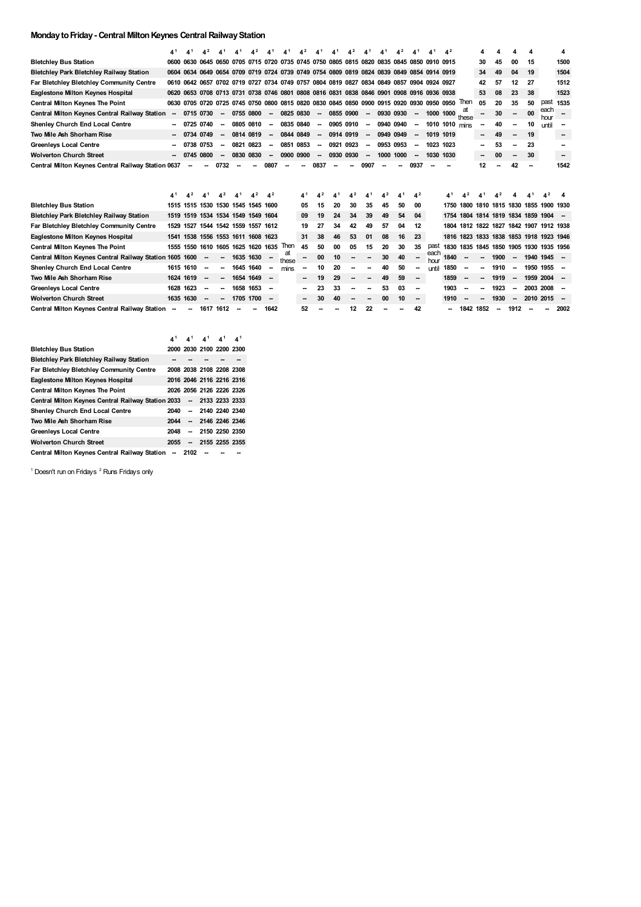# Monday to Friday - Central Milton Keynes Central Railway Station

| | 4[1] | 4[1] | 4[2] | 4[1] | 4[1] | 4[2] | 4[1] | 4[1] | 4[2] | 4[1] | 4[1] | 4[2] | 4[1] | 4[1] | 4[2] | 4[1] | 4[1] | 4[2] | | 4 | 4 | 4 | 4 | | 4 |
|---|---|---|---|---|---|---|---|---|---|---|---|---|---|---|---|---|---|---|---|---|---|---|---|---|---|
| Bletchley Bus Station | 0600 | 0630 | 0645 | 0650 | 0705 | 0715 | 0720 | 0735 | 0745 | 0750 | 0805 | 0815 | 0820 | 0835 | 0845 | 0850 | 0910 | 0915 | | 30 | 45 | 00 | 15 | | 1500 |
| Bletchley Park Bletchley Railway Station | 0604 | 0634 | 0649 | 0654 | 0709 | 0719 | 0724 | 0739 | 0749 | 0754 | 0809 | 0819 | 0824 | 0839 | 0849 | 0854 | 0914 | 0919 | | 34 | 49 | 04 | 19 | | 1504 |
| Far Bletchley Bletchley Community Centre | 0610 | 0642 | 0657 | 0702 | 0719 | 0727 | 0734 | 0749 | 0757 | 0804 | 0819 | 0827 | 0834 | 0849 | 0857 | 0904 | 0924 | 0927 | | 42 | 57 | 12 | 27 | | 1512 |
| Eaglestone Milton Keynes Hospital | 0620 | 0653 | 0708 | 0713 | 0731 | 0738 | 0746 | 0801 | 0808 | 0816 | 0831 | 0838 | 0846 | 0901 | 0908 | 0916 | 0936 | 0938 | | 53 | 08 | 23 | 38 | | 1523 |
| Central Milton Keynes The Point | 0630 | 0705 | 0720 | 0725 | 0745 | 0750 | 0800 | 0815 | 0820 | 0830 | 0845 | 0850 | 0900 | 0915 | 0920 | 0930 | 0950 | 0950 | Then | 05 | 20 | 35 | 50 | past | 1535 |
| Central Milton Keynes Central Railway Station | -- | 0715 | 0730 | -- | 0755 | 0800 | -- | 0825 | 0830 | -- | 0855 | 0900 | -- | 0930 | 0930 | -- | 1000 | 1000 | at these | -- | 30 | -- | 00 | each hour | -- |
| Shenley Church End Local Centre | -- | 0725 | 0740 | -- | 0805 | 0810 | -- | 0835 | 0840 | -- | 0905 | 0910 | -- | 0940 | 0940 | -- | 1010 | 1010 | mins | -- | 40 | -- | 10 | until | -- |
| Two Mile Ash Shorham Rise | -- | 0734 | 0749 | -- | 0814 | 0819 | -- | 0844 | 0849 | -- | 0914 | 0919 | -- | 0949 | 0949 | -- | 1019 | 1019 | | -- | 49 | -- | 19 | | -- |
| Greenleys Local Centre | -- | 0738 | 0753 | -- | 0821 | 0823 | -- | 0851 | 0853 | -- | 0921 | 0923 | -- | 0953 | 0953 | -- | 1023 | 1023 | | -- | 53 | -- | 23 | | -- |
| Wolverton Church Street | -- | 0745 | 0800 | -- | 0830 | 0830 | -- | 0900 | 0900 | -- | 0930 | 0930 | -- | 1000 | 1000 | -- | 1030 | 1030 | | -- | 00 | -- | 30 | | -- |
| Central Milton Keynes Central Railway Station | 0637 | -- | -- | 0732 | -- | -- | 0807 | -- | -- | 0837 | -- | -- | 0907 | -- | -- | 0937 | -- | -- | | 12 | -- | 42 | -- | | 1542 |

| | 4[1] | 4[2] | 4[1] | 4[2] | 4[1] | 4[2] | 4[2] | | 4[1] | 4[2] | 4[1] | 4[2] | 4[1] | 4[2] | 4[1] | 4[2] | | 4[1] | 4[2] | 4[1] | 4[2] | 4 | 4[1] | 4[2] | 4 |
|---|---|---|---|---|---|---|---|---|---|---|---|---|---|---|---|---|---|---|---|---|---|---|---|---|---|
| Bletchley Bus Station | 1515 | 1515 | 1530 | 1530 | 1545 | 1545 | 1600 | | 05 | 15 | 20 | 30 | 35 | 45 | 50 | 00 | | 1750 | 1800 | 1810 | 1815 | 1830 | 1855 | 1900 | 1930 |
| Bletchley Park Bletchley Railway Station | 1519 | 1519 | 1534 | 1534 | 1549 | 1549 | 1604 | | 09 | 19 | 24 | 34 | 39 | 49 | 54 | 04 | | 1754 | 1804 | 1814 | 1819 | 1834 | 1859 | 1904 | -- |
| Far Bletchley Bletchley Community Centre | 1529 | 1527 | 1544 | 1542 | 1559 | 1557 | 1612 | | 19 | 27 | 34 | 42 | 49 | 57 | 04 | 12 | | 1804 | 1812 | 1822 | 1827 | 1842 | 1907 | 1912 | 1938 |
| Eaglestone Milton Keynes Hospital | 1541 | 1538 | 1556 | 1553 | 1611 | 1608 | 1623 | | 31 | 38 | 46 | 53 | 01 | 08 | 16 | 23 | | 1816 | 1823 | 1833 | 1838 | 1853 | 1918 | 1923 | 1946 |
| Central Milton Keynes The Point | 1555 | 1550 | 1610 | 1605 | 1625 | 1620 | 1635 | Then | 45 | 50 | 00 | 05 | 15 | 20 | 30 | 35 | past | 1830 | 1835 | 1845 | 1850 | 1905 | 1930 | 1935 | 1956 |
| Central Milton Keynes Central Railway Station | 1605 | 1600 | -- | -- | 1635 | 1630 | -- | at these | -- | 00 | 10 | -- | -- | 30 | 40 | -- | each hour | 1840 | -- | -- | 1900 | -- | 1940 | 1945 | -- |
| Shenley Church End Local Centre | 1615 | 1610 | -- | -- | 1645 | 1640 | -- | mins | -- | 10 | 20 | -- | -- | 40 | 50 | -- | until | 1850 | -- | -- | 1910 | -- | 1950 | 1955 | -- |
| Two Mile Ash Shorham Rise | 1624 | 1619 | -- | -- | 1654 | 1649 | -- | | -- | 19 | 29 | -- | -- | 49 | 59 | -- | | 1859 | -- | -- | 1919 | -- | 1959 | 2004 | -- |
| Greenleys Local Centre | 1628 | 1623 | -- | -- | 1658 | 1653 | -- | | -- | 23 | 33 | -- | -- | 53 | 03 | -- | | 1903 | -- | -- | 1923 | -- | 2003 | 2008 | -- |
| Wolverton Church Street | 1635 | 1630 | -- | -- | 1705 | 1700 | -- | | -- | 30 | 40 | -- | -- | 00 | 10 | -- | | 1910 | -- | -- | 1930 | -- | 2010 | 2015 | -- |
| Central Milton Keynes Central Railway Station | -- | -- | 1617 | 1612 | -- | -- | 1642 | | 52 | -- | -- | 12 | 22 | -- | -- | 42 | | -- | 1842 | 1852 | -- | 1912 | -- | -- | 2002 |

| | 4[1] | 4[1] | 4[1] | 4[1] | 4[1] |
|---|---|---|---|---|---|
| Bletchley Bus Station | 2000 | 2030 | 2100 | 2200 | 2300 |
| Bletchley Park Bletchley Railway Station | -- | -- | -- | -- | -- |
| Far Bletchley Bletchley Community Centre | 2008 | 2038 | 2108 | 2208 | 2308 |
| Eaglestone Milton Keynes Hospital | 2016 | 2046 | 2116 | 2216 | 2316 |
| Central Milton Keynes The Point | 2026 | 2056 | 2126 | 2226 | 2326 |
| Central Milton Keynes Central Railway Station | 2033 | -- | 2133 | 2233 | 2333 |
| Shenley Church End Local Centre | 2040 | -- | 2140 | 2240 | 2340 |
| Two Mile Ash Shorham Rise | 2044 | -- | 2146 | 2246 | 2346 |
| Greenleys Local Centre | 2048 | -- | 2150 | 2250 | 2350 |
| Wolverton Church Street | 2055 | -- | 2155 | 2255 | 2355 |
| Central Milton Keynes Central Railway Station | -- | 2102 | -- | -- | -- |

[1] Doesn't run on Fridays [2] Runs Fridays only